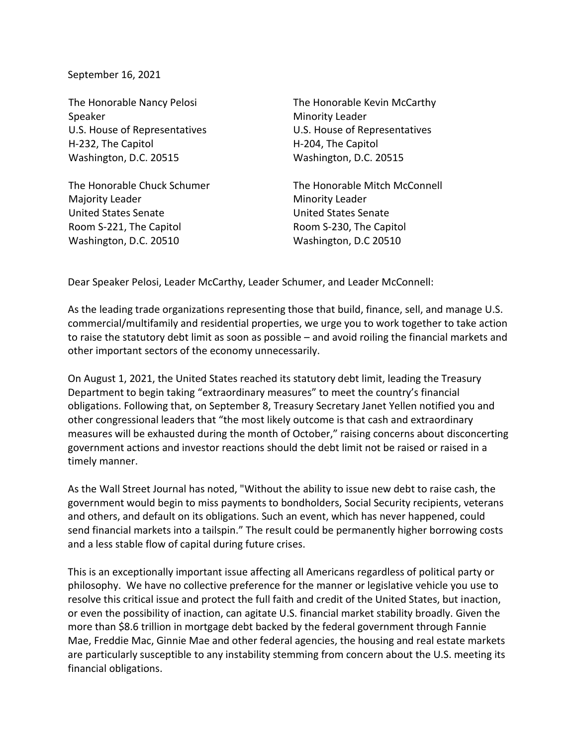September 16, 2021

The Honorable Nancy Pelosi
Speaker
U.S. House of Representatives
H-232, The Capitol
Washington, D.C. 20515

The Honorable Kevin McCarthy
Minority Leader
U.S. House of Representatives
H-204, The Capitol
Washington, D.C. 20515

The Honorable Chuck Schumer
Majority Leader
United States Senate
Room S-221, The Capitol
Washington, D.C. 20510

The Honorable Mitch McConnell
Minority Leader
United States Senate
Room S-230, The Capitol
Washington, D.C 20510

Dear Speaker Pelosi, Leader McCarthy, Leader Schumer, and Leader McConnell:

As the leading trade organizations representing those that build, finance, sell, and manage U.S. commercial/multifamily and residential properties, we urge you to work together to take action to raise the statutory debt limit as soon as possible – and avoid roiling the financial markets and other important sectors of the economy unnecessarily.

On August 1, 2021, the United States reached its statutory debt limit, leading the Treasury Department to begin taking "extraordinary measures" to meet the country's financial obligations. Following that, on September 8, Treasury Secretary Janet Yellen notified you and other congressional leaders that "the most likely outcome is that cash and extraordinary measures will be exhausted during the month of October," raising concerns about disconcerting government actions and investor reactions should the debt limit not be raised or raised in a timely manner.

As the Wall Street Journal has noted, "Without the ability to issue new debt to raise cash, the government would begin to miss payments to bondholders, Social Security recipients, veterans and others, and default on its obligations. Such an event, which has never happened, could send financial markets into a tailspin." The result could be permanently higher borrowing costs and a less stable flow of capital during future crises.

This is an exceptionally important issue affecting all Americans regardless of political party or philosophy. We have no collective preference for the manner or legislative vehicle you use to resolve this critical issue and protect the full faith and credit of the United States, but inaction, or even the possibility of inaction, can agitate U.S. financial market stability broadly. Given the more than $8.6 trillion in mortgage debt backed by the federal government through Fannie Mae, Freddie Mac, Ginnie Mae and other federal agencies, the housing and real estate markets are particularly susceptible to any instability stemming from concern about the U.S. meeting its financial obligations.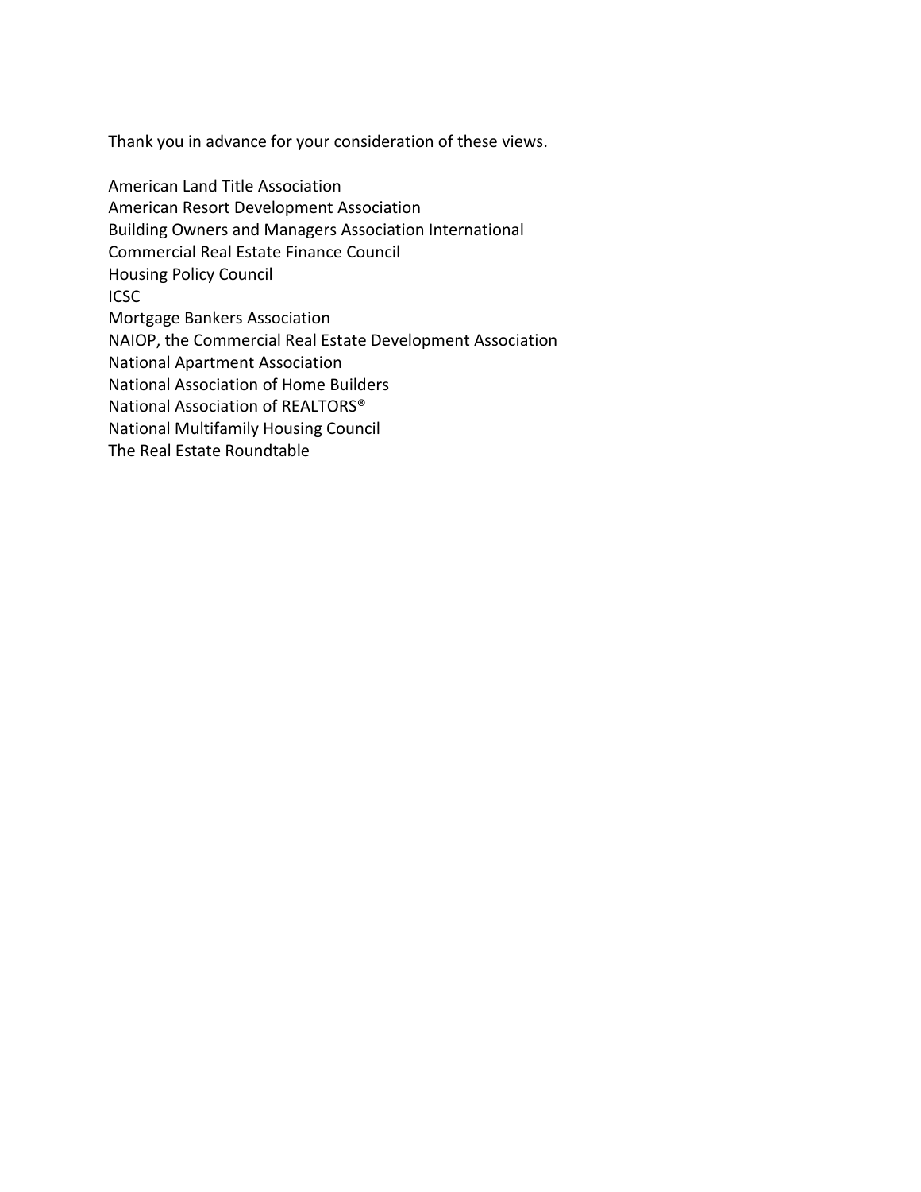Thank you in advance for your consideration of these views.

American Land Title Association  
American Resort Development Association  
Building Owners and Managers Association International  
Commercial Real Estate Finance Council  
Housing Policy Council  
ICSC  
Mortgage Bankers Association  
NAIOP, the Commercial Real Estate Development Association  
National Apartment Association  
National Association of Home Builders  
National Association of REALTORS®  
National Multifamily Housing Council  
The Real Estate Roundtable